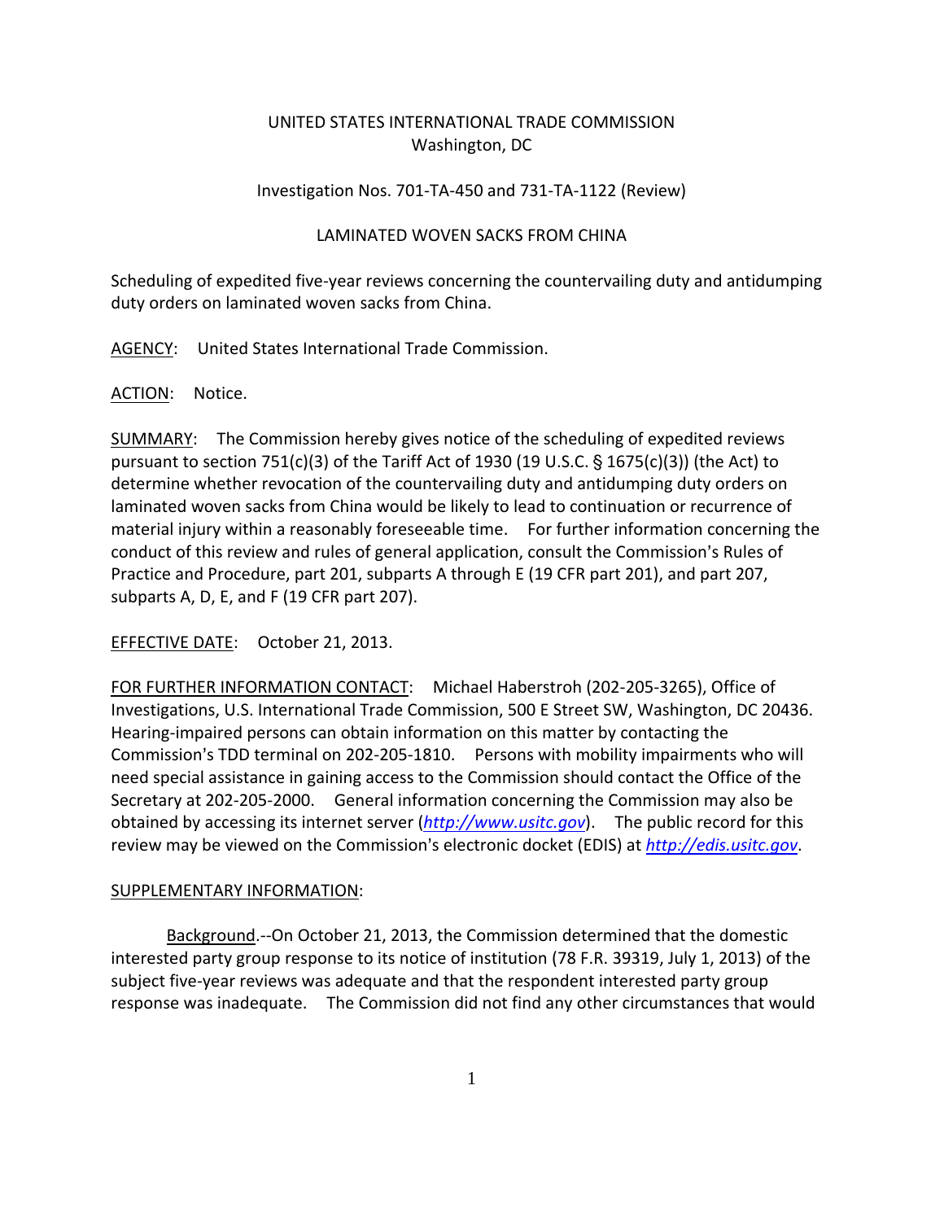UNITED STATES INTERNATIONAL TRADE COMMISSION
Washington, DC

Investigation Nos. 701-TA-450 and 731-TA-1122 (Review)

LAMINATED WOVEN SACKS FROM CHINA

Scheduling of expedited five-year reviews concerning the countervailing duty and antidumping duty orders on laminated woven sacks from China.

AGENCY: United States International Trade Commission.

ACTION: Notice.

SUMMARY: The Commission hereby gives notice of the scheduling of expedited reviews pursuant to section 751(c)(3) of the Tariff Act of 1930 (19 U.S.C. § 1675(c)(3)) (the Act) to determine whether revocation of the countervailing duty and antidumping duty orders on laminated woven sacks from China would be likely to lead to continuation or recurrence of material injury within a reasonably foreseeable time. For further information concerning the conduct of this review and rules of general application, consult the Commission's Rules of Practice and Procedure, part 201, subparts A through E (19 CFR part 201), and part 207, subparts A, D, E, and F (19 CFR part 207).

EFFECTIVE DATE: October 21, 2013.

FOR FURTHER INFORMATION CONTACT: Michael Haberstroh (202-205-3265), Office of Investigations, U.S. International Trade Commission, 500 E Street SW, Washington, DC 20436. Hearing-impaired persons can obtain information on this matter by contacting the Commission's TDD terminal on 202-205-1810. Persons with mobility impairments who will need special assistance in gaining access to the Commission should contact the Office of the Secretary at 202-205-2000. General information concerning the Commission may also be obtained by accessing its internet server (*http://www.usitc.gov*). The public record for this review may be viewed on the Commission's electronic docket (EDIS) at *http://edis.usitc.gov*.

SUPPLEMENTARY INFORMATION:

Background.--On October 21, 2013, the Commission determined that the domestic interested party group response to its notice of institution (78 F.R. 39319, July 1, 2013) of the subject five-year reviews was adequate and that the respondent interested party group response was inadequate. The Commission did not find any other circumstances that would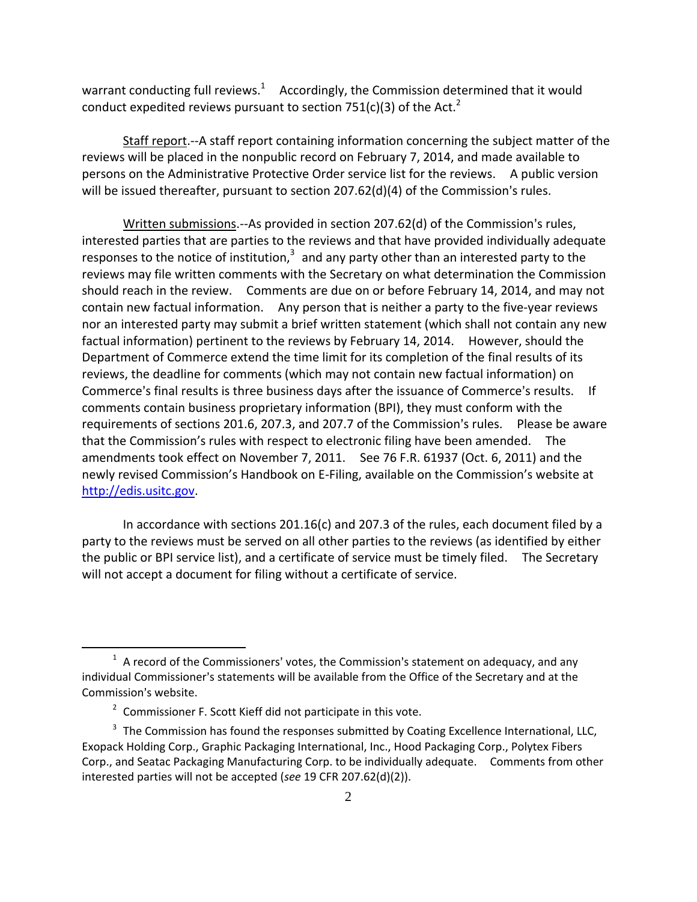warrant conducting full reviews.[1] Accordingly, the Commission determined that it would conduct expedited reviews pursuant to section 751(c)(3) of the Act.[2]

Staff report.--A staff report containing information concerning the subject matter of the reviews will be placed in the nonpublic record on February 7, 2014, and made available to persons on the Administrative Protective Order service list for the reviews. A public version will be issued thereafter, pursuant to section 207.62(d)(4) of the Commission's rules.

Written submissions.--As provided in section 207.62(d) of the Commission's rules, interested parties that are parties to the reviews and that have provided individually adequate responses to the notice of institution,[3] and any party other than an interested party to the reviews may file written comments with the Secretary on what determination the Commission should reach in the review. Comments are due on or before February 14, 2014, and may not contain new factual information. Any person that is neither a party to the five-year reviews nor an interested party may submit a brief written statement (which shall not contain any new factual information) pertinent to the reviews by February 14, 2014. However, should the Department of Commerce extend the time limit for its completion of the final results of its reviews, the deadline for comments (which may not contain new factual information) on Commerce's final results is three business days after the issuance of Commerce's results. If comments contain business proprietary information (BPI), they must conform with the requirements of sections 201.6, 207.3, and 207.7 of the Commission's rules. Please be aware that the Commission's rules with respect to electronic filing have been amended. The amendments took effect on November 7, 2011. See 76 F.R. 61937 (Oct. 6, 2011) and the newly revised Commission's Handbook on E-Filing, available on the Commission's website at http://edis.usitc.gov.

In accordance with sections 201.16(c) and 207.3 of the rules, each document filed by a party to the reviews must be served on all other parties to the reviews (as identified by either the public or BPI service list), and a certificate of service must be timely filed. The Secretary will not accept a document for filing without a certificate of service.

---

[1] A record of the Commissioners' votes, the Commission's statement on adequacy, and any individual Commissioner's statements will be available from the Office of the Secretary and at the Commission's website.

[2] Commissioner F. Scott Kieff did not participate in this vote.

[3] The Commission has found the responses submitted by Coating Excellence International, LLC, Exopack Holding Corp., Graphic Packaging International, Inc., Hood Packaging Corp., Polytex Fibers Corp., and Seatac Packaging Manufacturing Corp. to be individually adequate. Comments from other interested parties will not be accepted (*see* 19 CFR 207.62(d)(2)).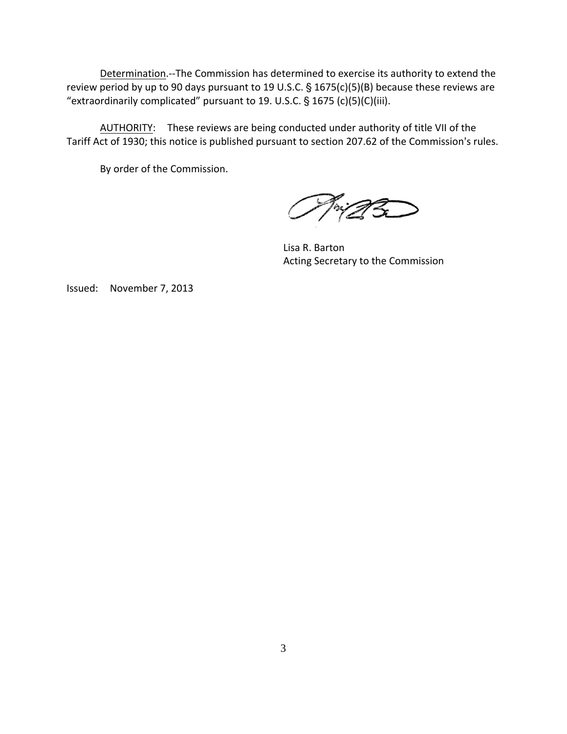Determination.--The Commission has determined to exercise its authority to extend the review period by up to 90 days pursuant to 19 U.S.C. § 1675(c)(5)(B) because these reviews are "extraordinarily complicated" pursuant to 19. U.S.C. § 1675 (c)(5)(C)(iii).

AUTHORITY: These reviews are being conducted under authority of title VII of the Tariff Act of 1930; this notice is published pursuant to section 207.62 of the Commission's rules.

By order of the Commission.

Lisa R. Barton
Acting Secretary to the Commission

Issued: November 7, 2013